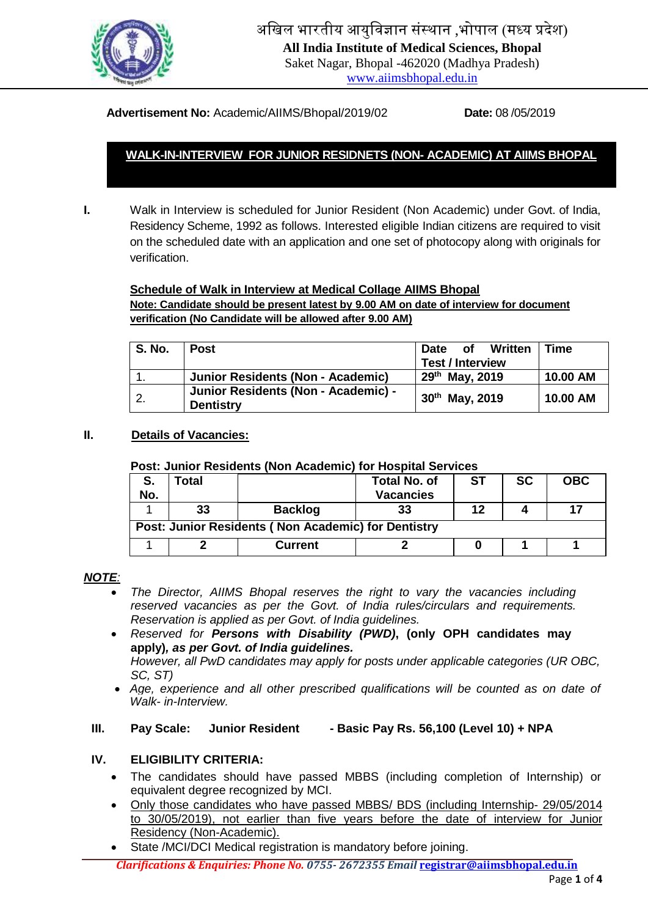# अखिल भारतीय आयुविज्ञान संस्थान ,भोपाल (मध्य प्रदेश)

**All India Institute of Medical Sciences, Bhopal**

Saket Nagar, Bhopal -462020 (Madhya Pradesh)

www.aiimsbhopal.edu.in

**Advertisement No:** Academic/AIIMS/Bhopal/2019/02 **Date:** 08 /05/2019

## WALK-IN-INTERVIEW FOR JUNIOR RESIDNETS (NON- ACADEMIC) AT AIIMS BHOPAL

**I.** Walk in Interview is scheduled for Junior Resident (Non Academic) under Govt. of India, Residency Scheme, 1992 as follows. Interested eligible Indian citizens are required to visit on the scheduled date with an application and one set of photocopy along with originals for verification.

**Schedule of Walk in Interview at Medical Collage AIIMS Bhopal**

**Note: Candidate should be present latest by 9.00 AM on date of interview for document verification (No Candidate will be allowed after 9.00 AM)**

| S. No. | Post | Date of Written Test / Interview | Time |
|---|---|---|---|
| 1. | **Junior Residents (Non - Academic)** | **29th May, 2019** | **10.00 AM** |
| 2. | **Junior Residents (Non - Academic) - Dentistry** | **30th May, 2019** | **10.00 AM** |

**II. Details of Vacancies:**

**Post: Junior Residents (Non Academic) for Hospital Services**

| S. No. | Total | | Total No. of Vacancies | ST | SC | OBC |
|---|---|---|---|---|---|---|
| 1 | **33** | **Backlog** | **33** | **12** | **4** | **17** |
| **Post: Junior Residents ( Non Academic) for Dentistry** | | | | | | |
| 1 | **2** | **Current** | **2** | **0** | **1** | **1** |

***NOTE:***

- *The Director, AIIMS Bhopal reserves the right to vary the vacancies including reserved vacancies as per the Govt. of India rules/circulars and requirements. Reservation is applied as per Govt. of India guidelines.*
- *Reserved for* ***Persons with Disability (PWD)*****, (only OPH candidates may apply)*****, as per Govt. of India guidelines.***
  *However, all PwD candidates may apply for posts under applicable categories (UR OBC, SC, ST)*
- *Age, experience and all other prescribed qualifications will be counted as on date of Walk- in-Interview.*

**III. Pay Scale: Junior Resident - Basic Pay Rs. 56,100 (Level 10) + NPA**

**IV. ELIGIBILITY CRITERIA:**

- The candidates should have passed MBBS (including completion of Internship) or equivalent degree recognized by MCI.
- Only those candidates who have passed MBBS/ BDS (including Internship- 29/05/2014 to 30/05/2019), not earlier than five years before the date of interview for Junior Residency (Non-Academic).
- State /MCI/DCI Medical registration is mandatory before joining.

*Clarifications & Enquiries: Phone No. 0755- 2672355 Email* **registrar@aiimsbhopal.edu.in**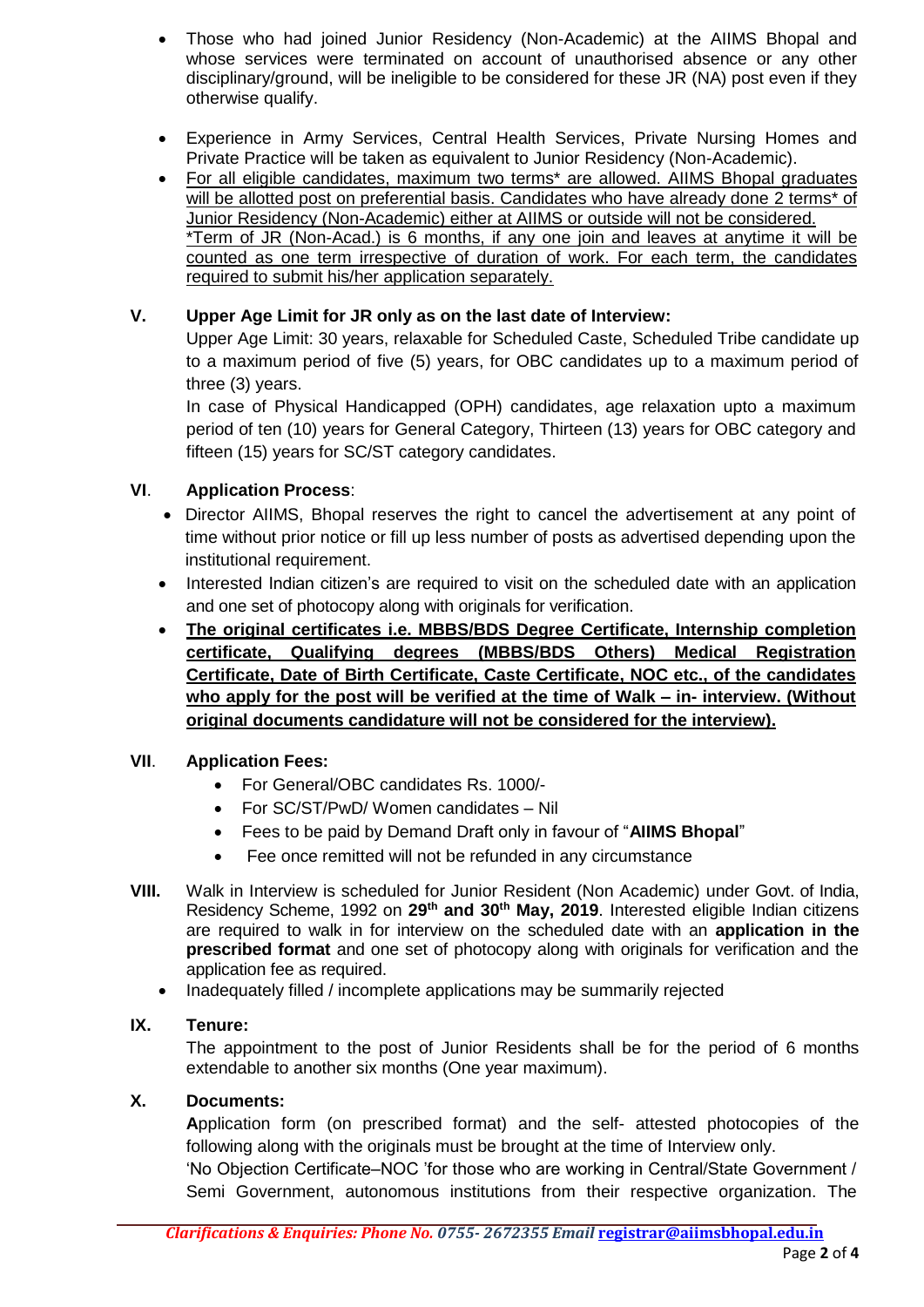- Those who had joined Junior Residency (Non-Academic) at the AIIMS Bhopal and whose services were terminated on account of unauthorised absence or any other disciplinary/ground, will be ineligible to be considered for these JR (NA) post even if they otherwise qualify.
- Experience in Army Services, Central Health Services, Private Nursing Homes and Private Practice will be taken as equivalent to Junior Residency (Non-Academic).
- For all eligible candidates, maximum two terms* are allowed. AIIMS Bhopal graduates will be allotted post on preferential basis. Candidates who have already done 2 terms* of Junior Residency (Non-Academic) either at AIIMS or outside will not be considered. *Term of JR (Non-Acad.) is 6 months, if any one join and leaves at anytime it will be counted as one term irrespective of duration of work. For each term, the candidates required to submit his/her application separately.

**V. Upper Age Limit for JR only as on the last date of Interview:**

Upper Age Limit: 30 years, relaxable for Scheduled Caste, Scheduled Tribe candidate up to a maximum period of five (5) years, for OBC candidates up to a maximum period of three (3) years.

In case of Physical Handicapped (OPH) candidates, age relaxation upto a maximum period of ten (10) years for General Category, Thirteen (13) years for OBC category and fifteen (15) years for SC/ST category candidates.

**VI. Application Process**:

- Director AIIMS, Bhopal reserves the right to cancel the advertisement at any point of time without prior notice or fill up less number of posts as advertised depending upon the institutional requirement.
- Interested Indian citizen's are required to visit on the scheduled date with an application and one set of photocopy along with originals for verification.
- **The original certificates i.e. MBBS/BDS Degree Certificate, Internship completion certificate, Qualifying degrees (MBBS/BDS Others) Medical Registration Certificate, Date of Birth Certificate, Caste Certificate, NOC etc., of the candidates who apply for the post will be verified at the time of Walk – in- interview. (Without original documents candidature will not be considered for the interview).**

**VII. Application Fees:**

- For General/OBC candidates Rs. 1000/-
- For SC/ST/PwD/ Women candidates – Nil
- Fees to be paid by Demand Draft only in favour of "**AIIMS Bhopal**"
- Fee once remitted will not be refunded in any circumstance

**VIII.** Walk in Interview is scheduled for Junior Resident (Non Academic) under Govt. of India, Residency Scheme, 1992 on **29th and 30th May, 2019**. Interested eligible Indian citizens are required to walk in for interview on the scheduled date with an **application in the prescribed format** and one set of photocopy along with originals for verification and the application fee as required.

- Inadequately filled / incomplete applications may be summarily rejected

**IX. Tenure:**

The appointment to the post of Junior Residents shall be for the period of 6 months extendable to another six months (One year maximum).

**X. Documents:**

**A**pplication form (on prescribed format) and the self- attested photocopies of the following along with the originals must be brought at the time of Interview only.

'No Objection Certificate–NOC 'for those who are working in Central/State Government / Semi Government, autonomous institutions from their respective organization. The

*Clarifications & Enquiries: Phone No. 0755- 2672355 Email* **registrar@aiimsbhopal.edu.in**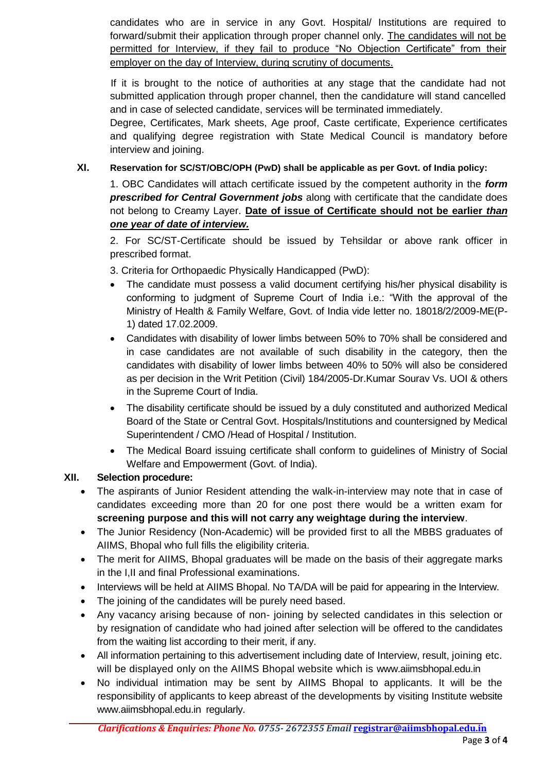candidates who are in service in any Govt. Hospital/ Institutions are required to forward/submit their application through proper channel only. <u>The candidates will not be permitted for Interview, if they fail to produce "No Objection Certificate" from their employer on the day of Interview, during scrutiny of documents.</u>

If it is brought to the notice of authorities at any stage that the candidate had not submitted application through proper channel, then the candidature will stand cancelled and in case of selected candidate, services will be terminated immediately.

Degree, Certificates, Mark sheets, Age proof, Caste certificate, Experience certificates and qualifying degree registration with State Medical Council is mandatory before interview and joining.

### XI. Reservation for SC/ST/OBC/OPH (PwD) shall be applicable as per Govt. of India policy:

1. OBC Candidates will attach certificate issued by the competent authority in the ***form prescribed for Central Government jobs*** along with certificate that the candidate does not belong to Creamy Layer. **<u>Date of issue of Certificate should not be earlier *than one year of date of interview.*</u>**

2. For SC/ST-Certificate should be issued by Tehsildar or above rank officer in prescribed format.

3. Criteria for Orthopaedic Physically Handicapped (PwD):

- The candidate must possess a valid document certifying his/her physical disability is conforming to judgment of Supreme Court of India i.e.: "With the approval of the Ministry of Health & Family Welfare, Govt. of India vide letter no. 18018/2/2009-ME(P-1) dated 17.02.2009.
- Candidates with disability of lower limbs between 50% to 70% shall be considered and in case candidates are not available of such disability in the category, then the candidates with disability of lower limbs between 40% to 50% will also be considered as per decision in the Writ Petition (Civil) 184/2005-Dr.Kumar Sourav Vs. UOI & others in the Supreme Court of India.
- The disability certificate should be issued by a duly constituted and authorized Medical Board of the State or Central Govt. Hospitals/Institutions and countersigned by Medical Superintendent / CMO /Head of Hospital / Institution.
- The Medical Board issuing certificate shall conform to guidelines of Ministry of Social Welfare and Empowerment (Govt. of India).

### XII. Selection procedure:

- The aspirants of Junior Resident attending the walk-in-interview may note that in case of candidates exceeding more than 20 for one post there would be a written exam for **screening purpose and this will not carry any weightage during the interview**.
- The Junior Residency (Non-Academic) will be provided first to all the MBBS graduates of AIIMS, Bhopal who full fills the eligibility criteria.
- The merit for AIIMS, Bhopal graduates will be made on the basis of their aggregate marks in the I,II and final Professional examinations.
- Interviews will be held at AIIMS Bhopal. No TA/DA will be paid for appearing in the Interview.
- The joining of the candidates will be purely need based.
- Any vacancy arising because of non- joining by selected candidates in this selection or by resignation of candidate who had joined after selection will be offered to the candidates from the waiting list according to their merit, if any.
- All information pertaining to this advertisement including date of Interview, result, joining etc. will be displayed only on the AIIMS Bhopal website which is www.aiimsbhopal.edu.in
- No individual intimation may be sent by AIIMS Bhopal to applicants. It will be the responsibility of applicants to keep abreast of the developments by visiting Institute website www.aiimsbhopal.edu.in regularly.

*Clarifications & Enquiries: Phone No. 0755- 2672355 Email* **registrar@aiimsbhopal.edu.in**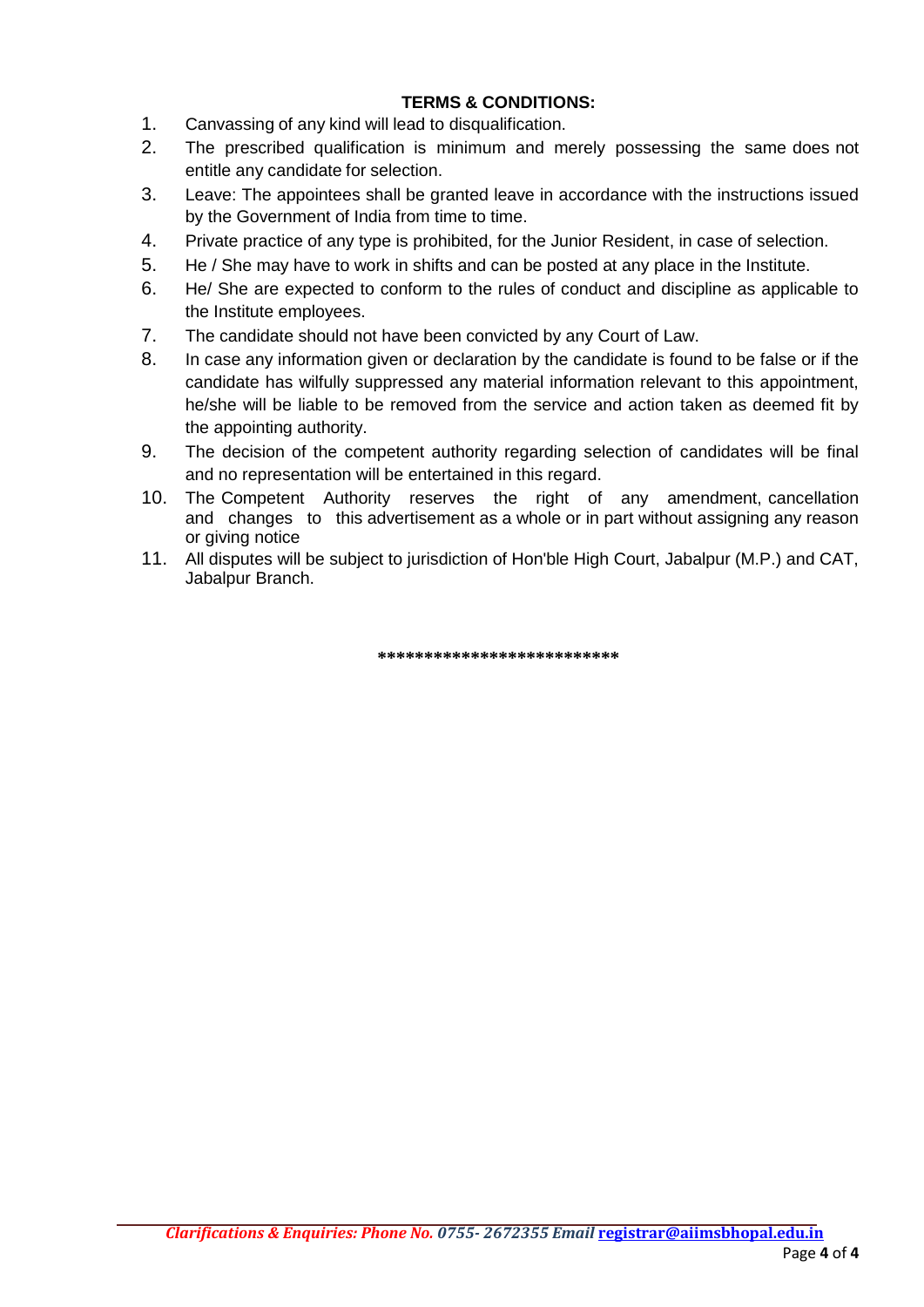### TERMS & CONDITIONS:

1. Canvassing of any kind will lead to disqualification.
2. The prescribed qualification is minimum and merely possessing the same does not entitle any candidate for selection.
3. Leave: The appointees shall be granted leave in accordance with the instructions issued by the Government of India from time to time.
4. Private practice of any type is prohibited, for the Junior Resident, in case of selection.
5. He / She may have to work in shifts and can be posted at any place in the Institute.
6. He/ She are expected to conform to the rules of conduct and discipline as applicable to the Institute employees.
7. The candidate should not have been convicted by any Court of Law.
8. In case any information given or declaration by the candidate is found to be false or if the candidate has wilfully suppressed any material information relevant to this appointment, he/she will be liable to be removed from the service and action taken as deemed fit by the appointing authority.
9. The decision of the competent authority regarding selection of candidates will be final and no representation will be entertained in this regard.
10. The Competent Authority reserves the right of any amendment, cancellation and changes to this advertisement as a whole or in part without assigning any reason or giving notice
11. All disputes will be subject to jurisdiction of Hon'ble High Court, Jabalpur (M.P.) and CAT, Jabalpur Branch.

**************************

*Clarifications & Enquiries: Phone No. 0755- 2672355 Email* registrar@aiimsbhopal.edu.in